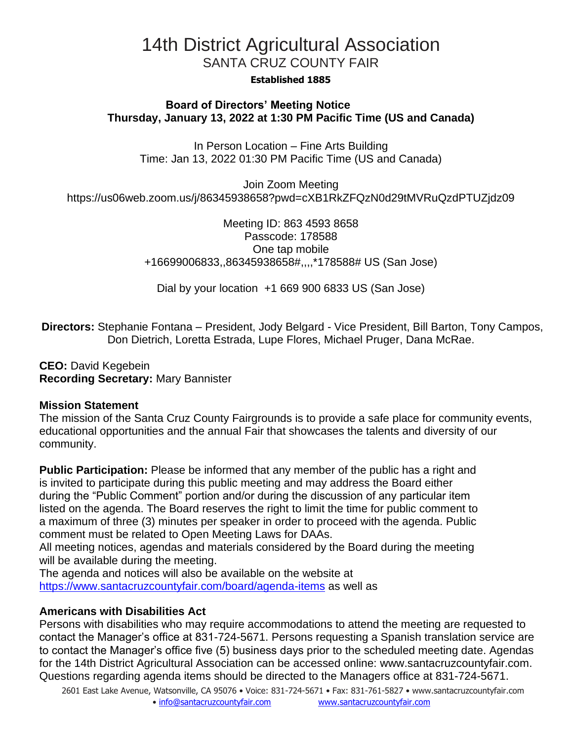# 14th District Agricultural Association

## SANTA CRUZ COUNTY FAIR

**Established 1885**

**Board of Directors' Meeting Notice**
**Thursday, January 13, 2022 at 1:30 PM Pacific Time (US and Canada)**

In Person Location – Fine Arts Building
Time: Jan 13, 2022 01:30 PM Pacific Time (US and Canada)

Join Zoom Meeting
https://us06web.zoom.us/j/86345938658?pwd=cXB1RkZFQzN0d29tMVRuQzdPTUZjdz09

Meeting ID: 863 4593 8658
Passcode: 178588
One tap mobile
+16699006833,,86345938658#,,,,*178588# US (San Jose)

Dial by your location +1 669 900 6833 US (San Jose)

**Directors:** Stephanie Fontana – President, Jody Belgard - Vice President, Bill Barton, Tony Campos, Don Dietrich, Loretta Estrada, Lupe Flores, Michael Pruger, Dana McRae.

**CEO:** David Kegebein
**Recording Secretary:** Mary Bannister

**Mission Statement**
The mission of the Santa Cruz County Fairgrounds is to provide a safe place for community events, educational opportunities and the annual Fair that showcases the talents and diversity of our community.

**Public Participation:** Please be informed that any member of the public has a right and is invited to participate during this public meeting and may address the Board either during the "Public Comment" portion and/or during the discussion of any particular item listed on the agenda. The Board reserves the right to limit the time for public comment to a maximum of three (3) minutes per speaker in order to proceed with the agenda. Public comment must be related to Open Meeting Laws for DAAs.
All meeting notices, agendas and materials considered by the Board during the meeting will be available during the meeting.
The agenda and notices will also be available on the website at https://www.santacruzcountyfair.com/board/agenda-items as well as

**Americans with Disabilities Act**
Persons with disabilities who may require accommodations to attend the meeting are requested to contact the Manager's office at 831-724-5671. Persons requesting a Spanish translation service are to contact the Manager's office five (5) business days prior to the scheduled meeting date. Agendas for the 14th District Agricultural Association can be accessed online: www.santacruzcountyfair.com. Questions regarding agenda items should be directed to the Managers office at 831-724-5671.

2601 East Lake Avenue, Watsonville, CA 95076 • Voice: 831-724-5671 • Fax: 831-761-5827 • www.santacruzcountyfair.com • info@santacruzcountyfair.com www.santacruzcountyfair.com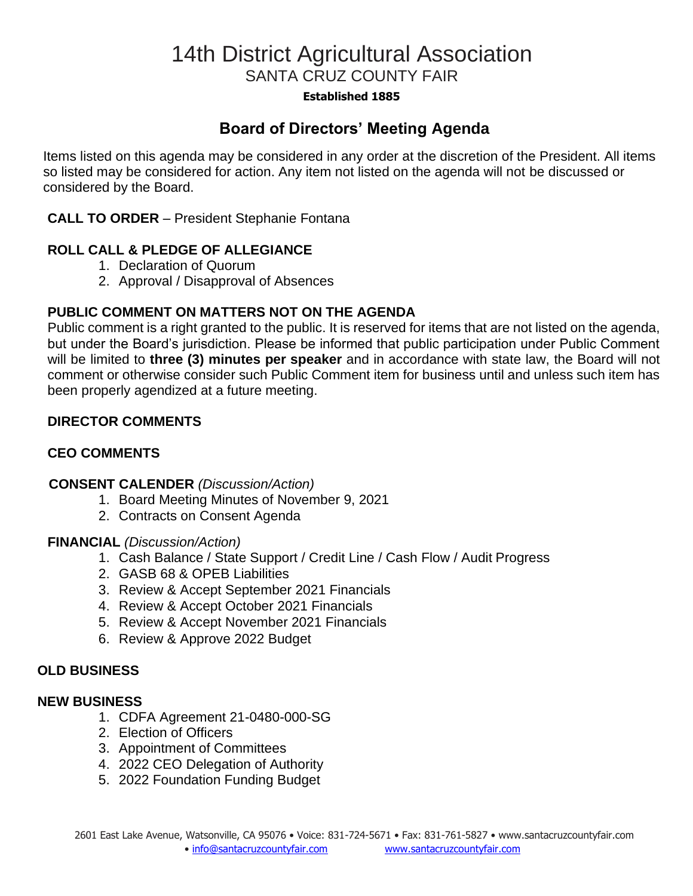# 14th District Agricultural Association

## SANTA CRUZ COUNTY FAIR

**Established 1885**

## Board of Directors' Meeting Agenda

Items listed on this agenda may be considered in any order at the discretion of the President. All items so listed may be considered for action. Any item not listed on the agenda will not be discussed or considered by the Board.

**CALL TO ORDER** – President Stephanie Fontana

**ROLL CALL & PLEDGE OF ALLEGIANCE**

1. Declaration of Quorum
2. Approval / Disapproval of Absences

**PUBLIC COMMENT ON MATTERS NOT ON THE AGENDA**

Public comment is a right granted to the public. It is reserved for items that are not listed on the agenda, but under the Board's jurisdiction. Please be informed that public participation under Public Comment will be limited to **three (3) minutes per speaker** and in accordance with state law, the Board will not comment or otherwise consider such Public Comment item for business until and unless such item has been properly agendized at a future meeting.

**DIRECTOR COMMENTS**

**CEO COMMENTS**

**CONSENT CALENDER** *(Discussion/Action)*

1. Board Meeting Minutes of November 9, 2021
2. Contracts on Consent Agenda

**FINANCIAL** *(Discussion/Action)*

1. Cash Balance / State Support / Credit Line / Cash Flow / Audit Progress
2. GASB 68 & OPEB Liabilities
3. Review & Accept September 2021 Financials
4. Review & Accept October 2021 Financials
5. Review & Accept November 2021 Financials
6. Review & Approve 2022 Budget

**OLD BUSINESS**

**NEW BUSINESS**

1. CDFA Agreement 21-0480-000-SG
2. Election of Officers
3. Appointment of Committees
4. 2022 CEO Delegation of Authority
5. 2022 Foundation Funding Budget

2601 East Lake Avenue, Watsonville, CA 95076 • Voice: 831-724-5671 • Fax: 831-761-5827 • www.santacruzcountyfair.com
• info@santacruzcountyfair.com www.santacruzcountyfair.com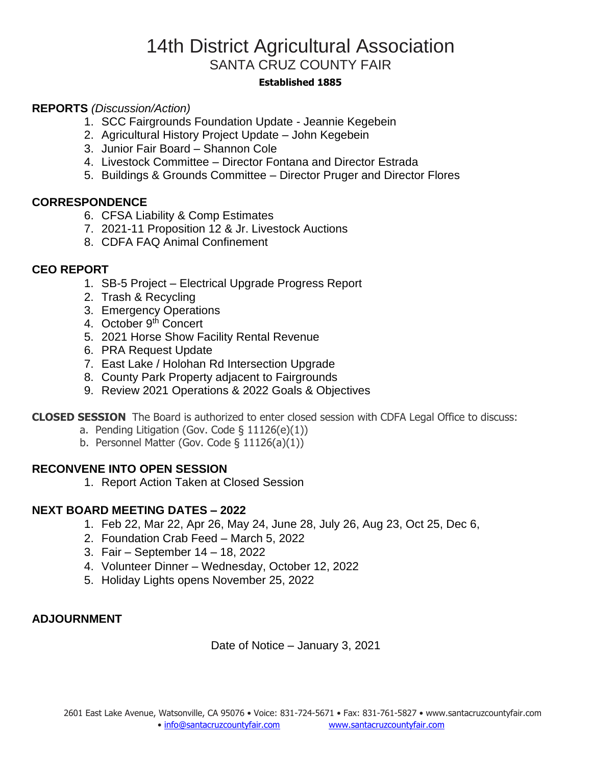# 14th District Agricultural Association
## SANTA CRUZ COUNTY FAIR
**Established 1885**

**REPORTS** *(Discussion/Action)*

1. SCC Fairgrounds Foundation Update - Jeannie Kegebein
2. Agricultural History Project Update – John Kegebein
3. Junior Fair Board – Shannon Cole
4. Livestock Committee – Director Fontana and Director Estrada
5. Buildings & Grounds Committee – Director Pruger and Director Flores

**CORRESPONDENCE**

6. CFSA Liability & Comp Estimates
7. 2021-11 Proposition 12 & Jr. Livestock Auctions
8. CDFA FAQ Animal Confinement

**CEO REPORT**

1. SB-5 Project – Electrical Upgrade Progress Report
2. Trash & Recycling
3. Emergency Operations
4. October 9th Concert
5. 2021 Horse Show Facility Rental Revenue
6. PRA Request Update
7. East Lake / Holohan Rd Intersection Upgrade
8. County Park Property adjacent to Fairgrounds
9. Review 2021 Operations & 2022 Goals & Objectives

**CLOSED SESSION** The Board is authorized to enter closed session with CDFA Legal Office to discuss:

a. Pending Litigation (Gov. Code § 11126(e)(1))
b. Personnel Matter (Gov. Code § 11126(a)(1))

**RECONVENE INTO OPEN SESSION**

1. Report Action Taken at Closed Session

**NEXT BOARD MEETING DATES – 2022**

1. Feb 22, Mar 22, Apr 26, May 24, June 28, July 26, Aug 23, Oct 25, Dec 6,
2. Foundation Crab Feed – March 5, 2022
3. Fair – September 14 – 18, 2022
4. Volunteer Dinner – Wednesday, October 12, 2022
5. Holiday Lights opens November 25, 2022

**ADJOURNMENT**

Date of Notice – January 3, 2021

2601 East Lake Avenue, Watsonville, CA 95076 • Voice: 831-724-5671 • Fax: 831-761-5827 • www.santacruzcountyfair.com • info@santacruzcountyfair.com www.santacruzcountyfair.com